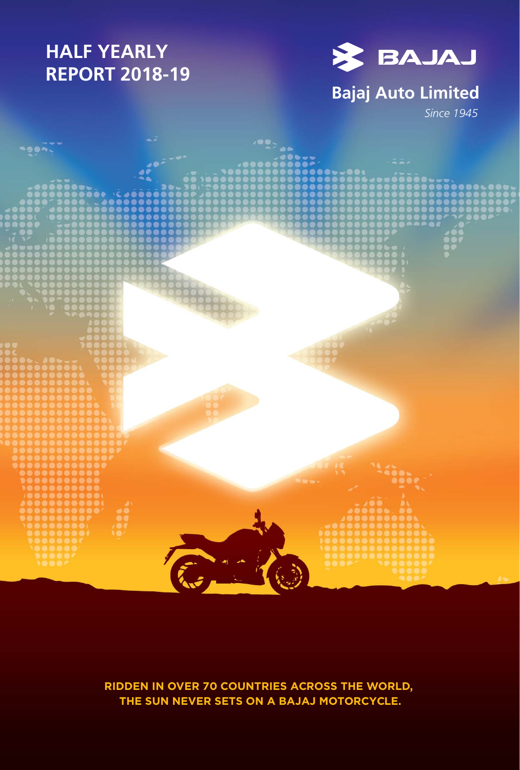# HALF YEARLY REPORT 2018-19

BAJAJ

**Bajaj Auto Limited**

*Since 1945*

**RIDDEN IN OVER 70 COUNTRIES ACROSS THE WORLD, THE SUN NEVER SETS ON A BAJAJ MOTORCYCLE.**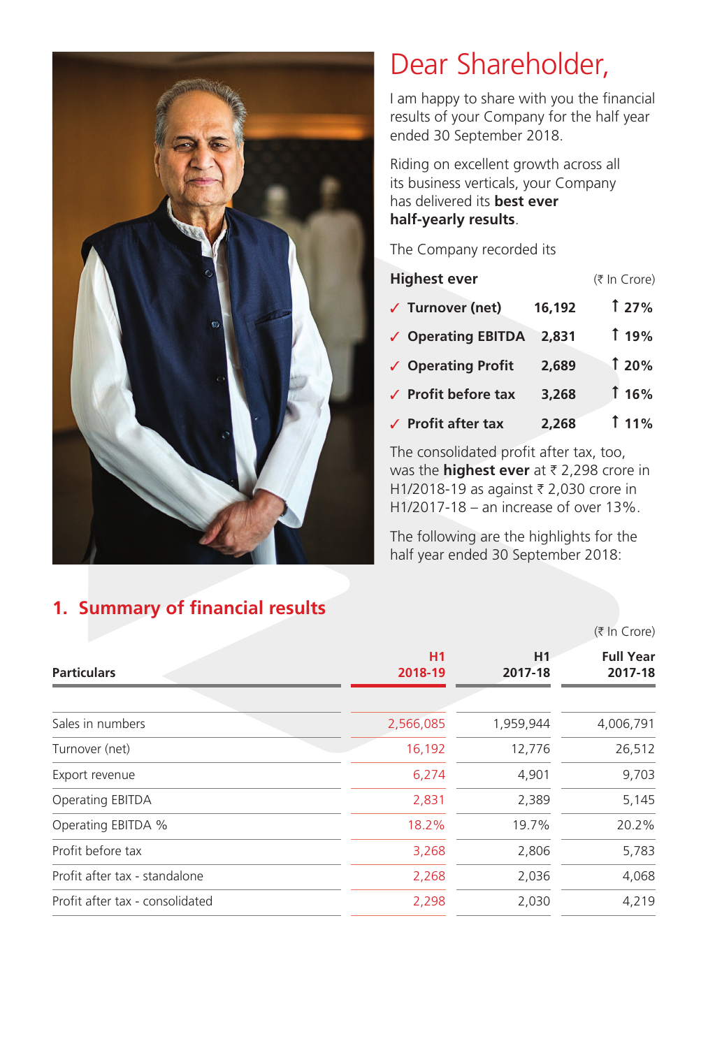# Dear Shareholder,

I am happy to share with you the financial results of your Company for the half year ended 30 September 2018.

Riding on excellent growth across all its business verticals, your Company has delivered its **best ever half-yearly results**.

The Company recorded its

| **Highest ever** | | (₹ In Crore) |
|---|---|---|
| ✓ **Turnover (net)** | **16,192** | ↑ **27%** |
| ✓ **Operating EBITDA** | **2,831** | ↑ **19%** |
| ✓ **Operating Profit** | **2,689** | ↑ **20%** |
| ✓ **Profit before tax** | **3,268** | ↑ **16%** |
| ✓ **Profit after tax** | **2,268** | ↑ **11%** |

The consolidated profit after tax, too, was the **highest ever** at ₹ 2,298 crore in H1/2018-19 as against ₹ 2,030 crore in H1/2017-18 – an increase of over 13%.

The following are the highlights for the half year ended 30 September 2018:

## 1. Summary of financial results

(₹ In Crore)

| Particulars | H1 2018-19 | H1 2017-18 | Full Year 2017-18 |
|---|---|---|---|
| Sales in numbers | 2,566,085 | 1,959,944 | 4,006,791 |
| Turnover (net) | 16,192 | 12,776 | 26,512 |
| Export revenue | 6,274 | 4,901 | 9,703 |
| Operating EBITDA | 2,831 | 2,389 | 5,145 |
| Operating EBITDA % | 18.2% | 19.7% | 20.2% |
| Profit before tax | 3,268 | 2,806 | 5,783 |
| Profit after tax - standalone | 2,268 | 2,036 | 4,068 |
| Profit after tax - consolidated | 2,298 | 2,030 | 4,219 |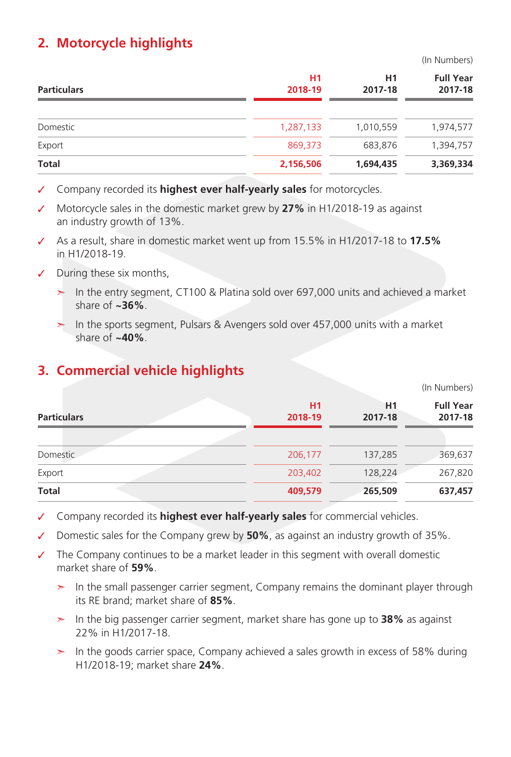## 2. Motorcycle highlights

(In Numbers)

| Particulars | H1 2018-19 | H1 2017-18 | Full Year 2017-18 |
|---|---|---|---|
| Domestic | 1,287,133 | 1,010,559 | 1,974,577 |
| Export | 869,373 | 683,876 | 1,394,757 |
| **Total** | **2,156,506** | **1,694,435** | **3,369,334** |

- ✓ Company recorded its **highest ever half-yearly sales** for motorcycles.
- ✓ Motorcycle sales in the domestic market grew by **27%** in H1/2018-19 as against an industry growth of 13%.
- ✓ As a result, share in domestic market went up from 15.5% in H1/2017-18 to **17.5%** in H1/2018-19.
- ✓ During these six months,
  - ➢ In the entry segment, CT100 & Platina sold over 697,000 units and achieved a market share of **~36%**.
  - ➢ In the sports segment, Pulsars & Avengers sold over 457,000 units with a market share of **~40%**.

## 3. Commercial vehicle highlights

(In Numbers)

| Particulars | H1 2018-19 | H1 2017-18 | Full Year 2017-18 |
|---|---|---|---|
| Domestic | 206,177 | 137,285 | 369,637 |
| Export | 203,402 | 128,224 | 267,820 |
| **Total** | **409,579** | **265,509** | **637,457** |

- ✓ Company recorded its **highest ever half-yearly sales** for commercial vehicles.
- ✓ Domestic sales for the Company grew by **50%**, as against an industry growth of 35%.
- ✓ The Company continues to be a market leader in this segment with overall domestic market share of **59%**.
  - ➢ In the small passenger carrier segment, Company remains the dominant player through its RE brand; market share of **85%**.
  - ➢ In the big passenger carrier segment, market share has gone up to **38%** as against 22% in H1/2017-18.
  - ➢ In the goods carrier space, Company achieved a sales growth in excess of 58% during H1/2018-19; market share **24%**.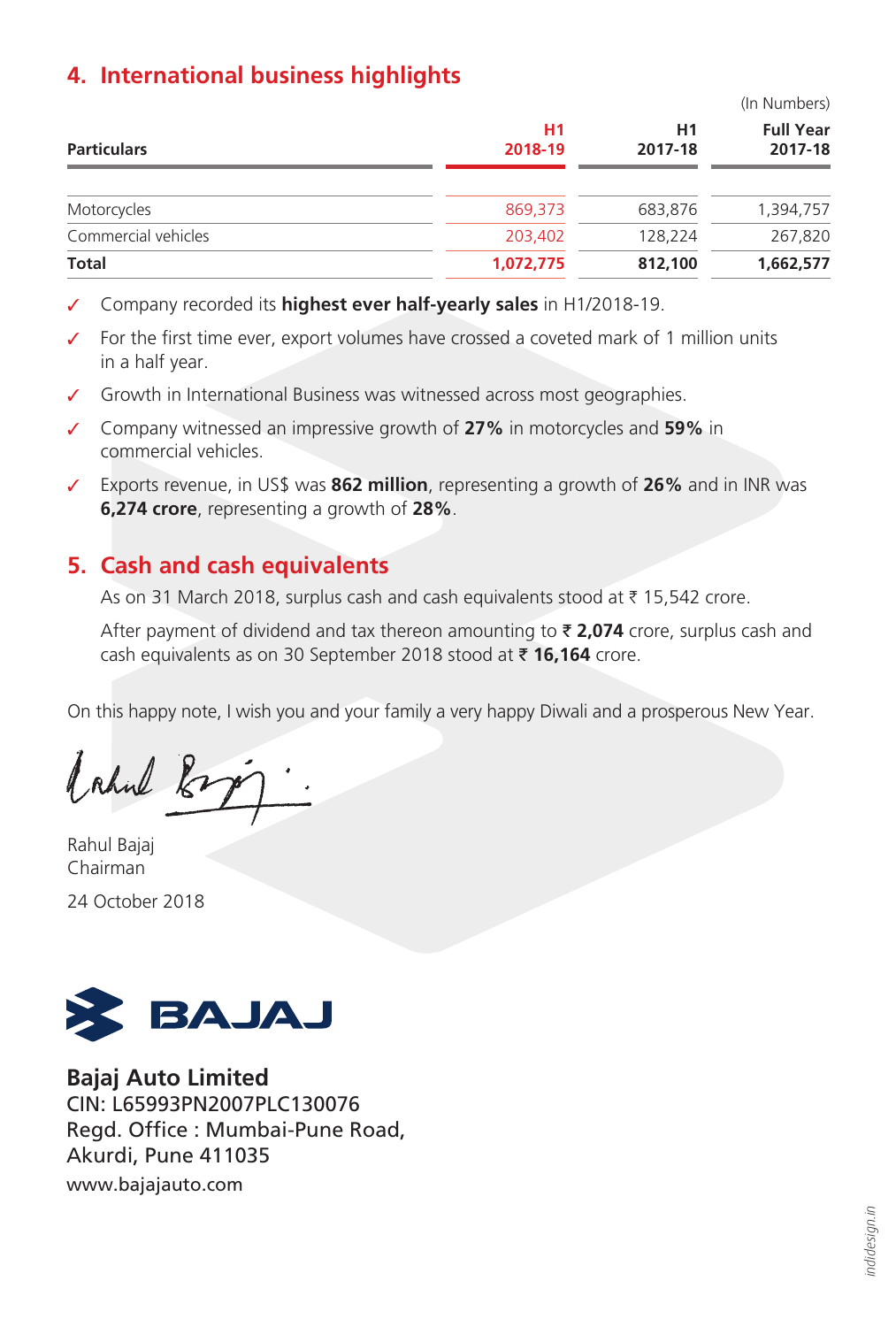## 4. International business highlights

(In Numbers)

| Particulars | H1 2018-19 | H1 2017-18 | Full Year 2017-18 |
|---|---|---|---|
| Motorcycles | 869,373 | 683,876 | 1,394,757 |
| Commercial vehicles | 203,402 | 128,224 | 267,820 |
| **Total** | **1,072,775** | **812,100** | **1,662,577** |

- ✓ Company recorded its **highest ever half-yearly sales** in H1/2018-19.
- ✓ For the first time ever, export volumes have crossed a coveted mark of 1 million units in a half year.
- ✓ Growth in International Business was witnessed across most geographies.
- ✓ Company witnessed an impressive growth of **27%** in motorcycles and **59%** in commercial vehicles.
- ✓ Exports revenue, in US$ was **862 million**, representing a growth of **26%** and in INR was **6,274 crore**, representing a growth of **28%**.

## 5. Cash and cash equivalents

As on 31 March 2018, surplus cash and cash equivalents stood at ₹ 15,542 crore.

After payment of dividend and tax thereon amounting to **₹ 2,074** crore, surplus cash and cash equivalents as on 30 September 2018 stood at **₹ 16,164** crore.

On this happy note, I wish you and your family a very happy Diwali and a prosperous New Year.

Rahul Bajaj
Chairman

24 October 2018

BAJAJ

**Bajaj Auto Limited**
CIN: L65993PN2007PLC130076
Regd. Office : Mumbai-Pune Road,
Akurdi, Pune 411035
www.bajajauto.com

*indidesign.in*